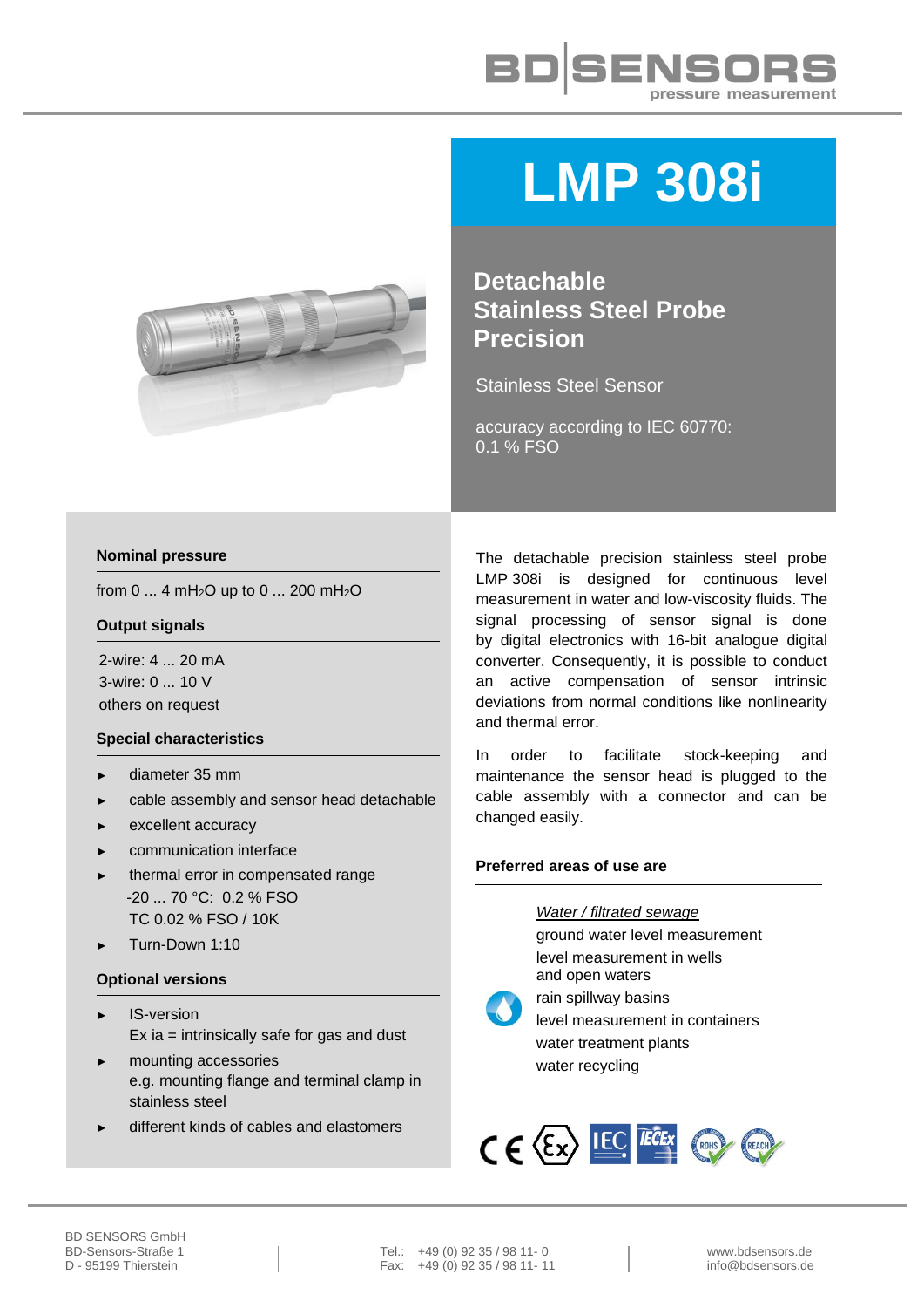# LMP 308i

## Detachable Stainless Steel Probe Precision

Stainless Steel Sensor

accuracy according to IEC 60770: 0.1 % FSO

### Nominal pressure

from 0 ... 4 $mH_2O$ up to 0 ... 200 $mH_2O$

### Output signals

2-wire: 4 ... 20 mA
3-wire: 0 ... 10 V
others on request

### Special characteristics

- diameter 35 mm
- cable assembly and sensor head detachable
- excellent accuracy
- communication interface
- thermal error in compensated range -20 ... 70 °C: 0.2 % FSO TC 0.02 % FSO / 10K
- Turn-Down 1:10

### Optional versions

- IS-version Ex ia = intrinsically safe for gas and dust
- mounting accessories e.g. mounting flange and terminal clamp in stainless steel
- different kinds of cables and elastomers

The detachable precision stainless steel probe LMP 308i is designed for continuous level measurement in water and low-viscosity fluids. The signal processing of sensor signal is done by digital electronics with 16-bit analogue digital converter. Consequently, it is possible to conduct an active compensation of sensor intrinsic deviations from normal conditions like nonlinearity and thermal error.

In order to facilitate stock-keeping and maintenance the sensor head is plugged to the cable assembly with a connector and can be changed easily.

### Preferred areas of use are

*Water / filtrated sewage*

ground water level measurement
level measurement in wells and open waters
rain spillway basins
level measurement in containers
water treatment plants
water recycling

BD SENSORS GmbH
BD-Sensors-Straße 1
D - 95199 Thierstein

Tel.: +49 (0) 92 35 / 98 11- 0
Fax: +49 (0) 92 35 / 98 11- 11

www.bdsensors.de
info@bdsensors.de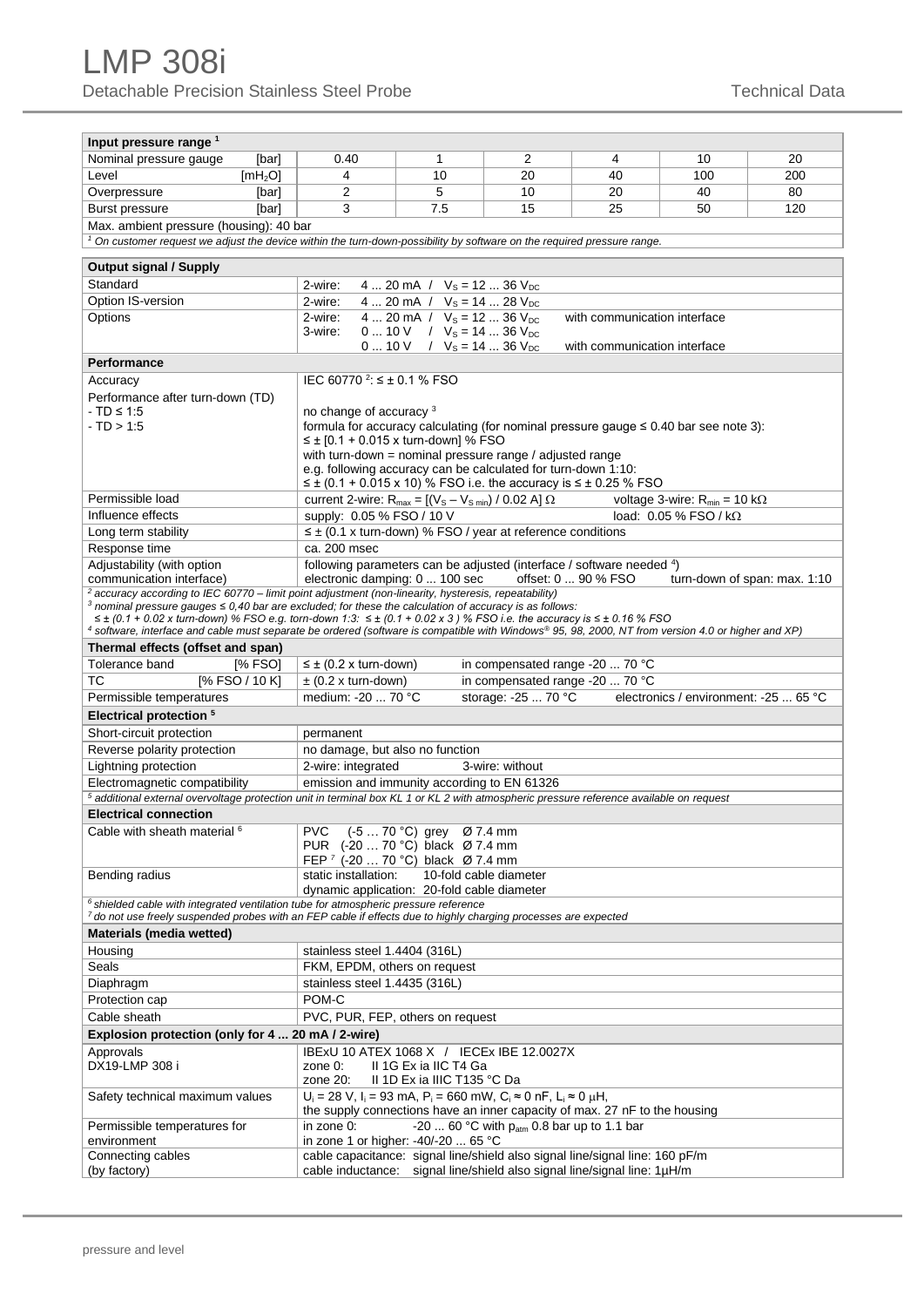# LMP 308i

Detachable Precision Stainless Steel Probe — Technical Data

| Input pressure range [1] | | | | | | |
|---|---|---|---|---|---|---|
| Nominal pressure gauge [bar] | 0.40 | 1 | 2 | 4 | 10 | 20 |
| Level [mH$_2$O] | 4 | 10 | 20 | 40 | 100 | 200 |
| Overpressure [bar] | 2 | 5 | 10 | 20 | 40 | 80 |
| Burst pressure [bar] | 3 | 7.5 | 15 | 25 | 50 | 120 |
| Max. ambient pressure (housing): 40 bar | | | | | | |

*[1] On customer request we adjust the device within the turn-down-possibility by software on the required pressure range.*

| **Output signal / Supply** | |
|---|---|
| Standard | 2-wire: 4 ... 20 mA / $V_S$ = 12 ... 36 $V_{DC}$ |
| Option IS-version | 2-wire: 4 ... 20 mA / $V_S$ = 14 ... 28 $V_{DC}$ |
| Options | 2-wire: 4 ... 20 mA / $V_S$ = 12 ... 36 $V_{DC}$ with communication interface<br>3-wire: 0 ... 10 V / $V_S$ = 14 ... 36 $V_{DC}$<br>0 ... 10 V / $V_S$ = 14 ... 36 $V_{DC}$ with communication interface |
| **Performance** | |
| Accuracy | IEC 60770 [2]: ≤ ± 0.1 % FSO |
| Performance after turn-down (TD)<br>- TD ≤ 1:5<br>- TD > 1:5 | no change of accuracy [3]<br>formula for accuracy calculating (for nominal pressure gauge ≤ 0.40 bar see note 3):<br>≤ ± [0.1 + 0.015 x turn-down] % FSO<br>with turn-down = nominal pressure range / adjusted range<br>e.g. following accuracy can be calculated for turn-down 1:10:<br>≤ ± (0.1 + 0.015 x 10) % FSO i.e. the accuracy is ≤ ± 0.25 % FSO |
| Permissible load | current 2-wire: $R_{max} = [(V_S - V_{S\,min}) / 0.02\ A]\ \Omega$ voltage 3-wire: $R_{min}$ = 10 kΩ |
| Influence effects | supply: 0.05 % FSO / 10 V load: 0.05 % FSO / kΩ |
| Long term stability | ≤ ± (0.1 x turn-down) % FSO / year at reference conditions |
| Response time | ca. 200 msec |
| Adjustability (with option communication interface) | following parameters can be adjusted (interface / software needed [4])<br>electronic damping: 0 ... 100 sec offset: 0 ... 90 % FSO turn-down of span: max. 1:10 |

*[2] accuracy according to IEC 60770 – limit point adjustment (non-linearity, hysteresis, repeatability)*
*[3] nominal pressure gauges ≤ 0,40 bar are excluded; for these the calculation of accuracy is as follows:*
*≤ ± (0.1 + 0.02 x turn-down) % FSO e.g. torn-down 1:3: ≤ ± (0.1 + 0.02 x 3 ) % FSO i.e. the accuracy is ≤ ± 0.16 % FSO*
*[4] software, interface and cable must separate be ordered (software is compatible with Windows® 95, 98, 2000, NT from version 4.0 or higher and XP)*

| **Thermal effects (offset and span)** | |
|---|---|
| Tolerance band [% FSO] | ≤ ± (0.2 x turn-down) in compensated range -20 ... 70 °C |
| TC [% FSO / 10 K] | ± (0.2 x turn-down) in compensated range -20 ... 70 °C |
| Permissible temperatures | medium: -20 ... 70 °C storage: -25 ... 70 °C electronics / environment: -25 ... 65 °C |
| **Electrical protection [5]** | |
| Short-circuit protection | permanent |
| Reverse polarity protection | no damage, but also no function |
| Lightning protection | 2-wire: integrated 3-wire: without |
| Electromagnetic compatibility | emission and immunity according to EN 61326 |

*[5] additional external overvoltage protection unit in terminal box KL 1 or KL 2 with atmospheric pressure reference available on request*

| **Electrical connection** | |
|---|---|
| Cable with sheath material [6] | PVC (-5 … 70 °C) grey Ø 7.4 mm<br>PUR (-20 … 70 °C) black Ø 7.4 mm<br>FEP [7] (-20 … 70 °C) black Ø 7.4 mm |
| Bending radius | static installation: 10-fold cable diameter<br>dynamic application: 20-fold cable diameter |

*[6] shielded cable with integrated ventilation tube for atmospheric pressure reference*
*[7] do not use freely suspended probes with an FEP cable if effects due to highly charging processes are expected*

| **Materials (media wetted)** | |
|---|---|
| Housing | stainless steel 1.4404 (316L) |
| Seals | FKM, EPDM, others on request |
| Diaphragm | stainless steel 1.4435 (316L) |
| Protection cap | POM-C |
| Cable sheath | PVC, PUR, FEP, others on request |
| **Explosion protection (only for 4 ... 20 mA / 2-wire)** | |
| Approvals<br>DX19-LMP 308 i | IBExU 10 ATEX 1068 X / IECEx IBE 12.0027X<br>zone 0: II 1G Ex ia IIC T4 Ga<br>zone 20: II 1D Ex ia IIIC T135 °C Da |
| Safety technical maximum values | $U_i$ = 28 V, $I_i$ = 93 mA, $P_i$ = 660 mW, $C_i$ ≈ 0 nF, $L_i$ ≈ 0 µH,<br>the supply connections have an inner capacity of max. 27 nF to the housing |
| Permissible temperatures for environment | in zone 0: -20 ... 60 °C with $p_{atm}$ 0.8 bar up to 1.1 bar<br>in zone 1 or higher: -40/-20 ... 65 °C |
| Connecting cables (by factory) | cable capacitance: signal line/shield also signal line/signal line: 160 pF/m<br>cable inductance: signal line/shield also signal line/signal line: 1µH/m |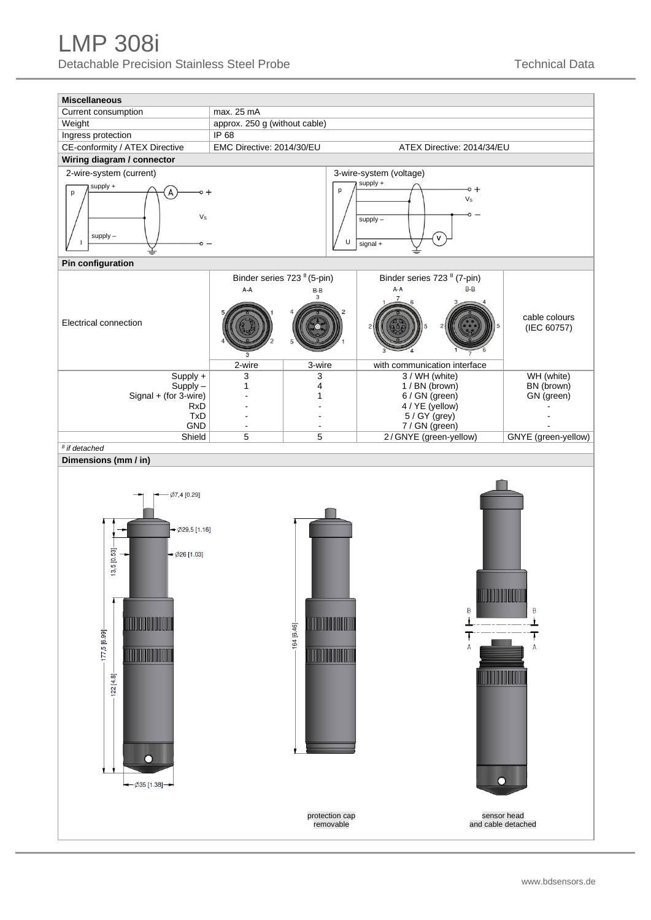## Miscellaneous

| | |
|---|---|
| Current consumption | max. 25 mA |
| Weight | approx. 250 g (without cable) |
| Ingress protection | IP 68 |
| CE-conformity / ATEX Directive | EMC Directive: 2014/30/EU     ATEX Directive: 2014/34/EU |

## Wiring diagram / connector

2-wire-system (current)

3-wire-system (voltage)

## Pin configuration

| Electrical connection | Binder series 723 [8] (5-pin) | | Binder series 723 [8] (7-pin) | cable colours (IEC 60757) |
|---|---|---|---|---|
| | 2-wire | 3-wire | with communication interface | |
| Supply + | 3 | 3 | 3 / WH (white) | WH (white) |
| Supply – | 1 | 4 | 1 / BN (brown) | BN (brown) |
| Signal + (for 3-wire) | - | 1 | 6 / GN (green) | GN (green) |
| RxD | - | - | 4 / YE (yellow) | - |
| TxD | - | - | 5 / GY (grey) | - |
| GND | - | - | 7 / GN (green) | - |
| Shield | 5 | 5 | 2 / GNYE (green-yellow) | GNYE (green-yellow) |

*[8] if detached*

## Dimensions (mm / in)

Ø7,4 [0.29]
Ø29,5 [1.16]
Ø26 [1.03]
13,5 [0.53]
177,5 [6.99]
122 [4.8]
Ø35 [1.38]
164 [6.46]

protection cap removable

sensor head and cable detached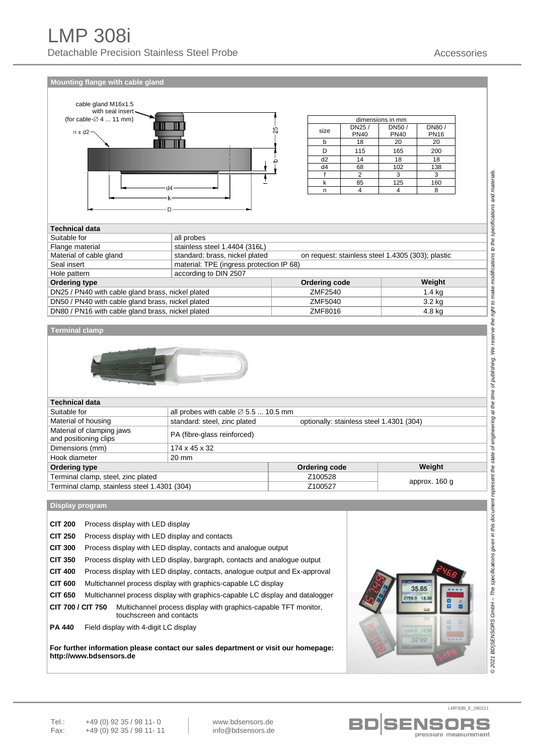# LMP 308i

Detachable Precision Stainless Steel Probe

Accessories

## Mounting flange with cable gland

cable gland M16x1.5 with seal insert (for cable-∅ 4 ... 11 mm)

n x d2

| dimensions in mm | | | |
|---|---|---|---|
| size | DN25 / PN40 | DN50 / PN40 | DN80 / PN16 |
| b | 18 | 20 | 20 |
| D | 115 | 165 | 200 |
| d2 | 14 | 18 | 18 |
| d4 | 68 | 102 | 138 |
| f | 2 | 3 | 3 |
| k | 85 | 125 | 160 |
| n | 4 | 4 | 8 |

| Technical data | | |
|---|---|---|
| Suitable for | all probes | |
| Flange material | stainless steel 1.4404 (316L) | |
| Material of cable gland | standard: brass, nickel plated | on request: stainless steel 1.4305 (303); plastic |
| Seal insert | material: TPE (ingress protection IP 68) | |
| Hole pattern | according to DIN 2507 | |

| Ordering type | Ordering code | Weight |
|---|---|---|
| DN25 / PN40 with cable gland brass, nickel plated | ZMF2540 | 1.4 kg |
| DN50 / PN40 with cable gland brass, nickel plated | ZMF5040 | 3.2 kg |
| DN80 / PN16 with cable gland brass, nickel plated | ZMF8016 | 4.8 kg |

## Terminal clamp

| Technical data | | |
|---|---|---|
| Suitable for | all probes with cable ∅ 5.5 ... 10.5 mm | |
| Material of housing | standard: steel, zinc plated | optionally: stainless steel 1.4301 (304) |
| Material of clamping jaws and positioning clips | PA (fibre-glass reinforced) | |
| Dimensions (mm) | 174 x 45 x 32 | |
| Hook diameter | 20 mm | |

| Ordering type | Ordering code | Weight |
|---|---|---|
| Terminal clamp, steel, zinc plated | Z100528 | approx. 160 g |
| Terminal clamp, stainless steel 1.4301 (304) | Z100527 | |

## Display program

**CIT 200** Process display with LED display

**CIT 250** Process display with LED display and contacts

**CIT 300** Process display with LED display, contacts and analogue output

**CIT 350** Process display with LED display, bargraph, contacts and analogue output

**CIT 400** Process display with LED display, contacts, analogue output and Ex-approval

**CIT 600** Multichannel process display with graphics-capable LC display

**CIT 650** Multichannel process display with graphics-capable LC display and datalogger

**CIT 700 / CIT 750** Multichannel process display with graphics-capable TFT monitor, touchscreen and contacts

**PA 440** Field display with 4-digit LC display

**For further information please contact our sales department or visit our homepage: http://www.bdsensors.de**

*© 2021 BD|SENSORS GmbH – The specifications given in this document represent the state of engineering at the time of publishing. We reserve the right to make modifications to the specifications and materials.*

LMP308i_E_080221

Tel.: +49 (0) 92 35 / 98 11- 0
Fax: +49 (0) 92 35 / 98 11- 11

www.bdsensors.de
info@bdsensors.de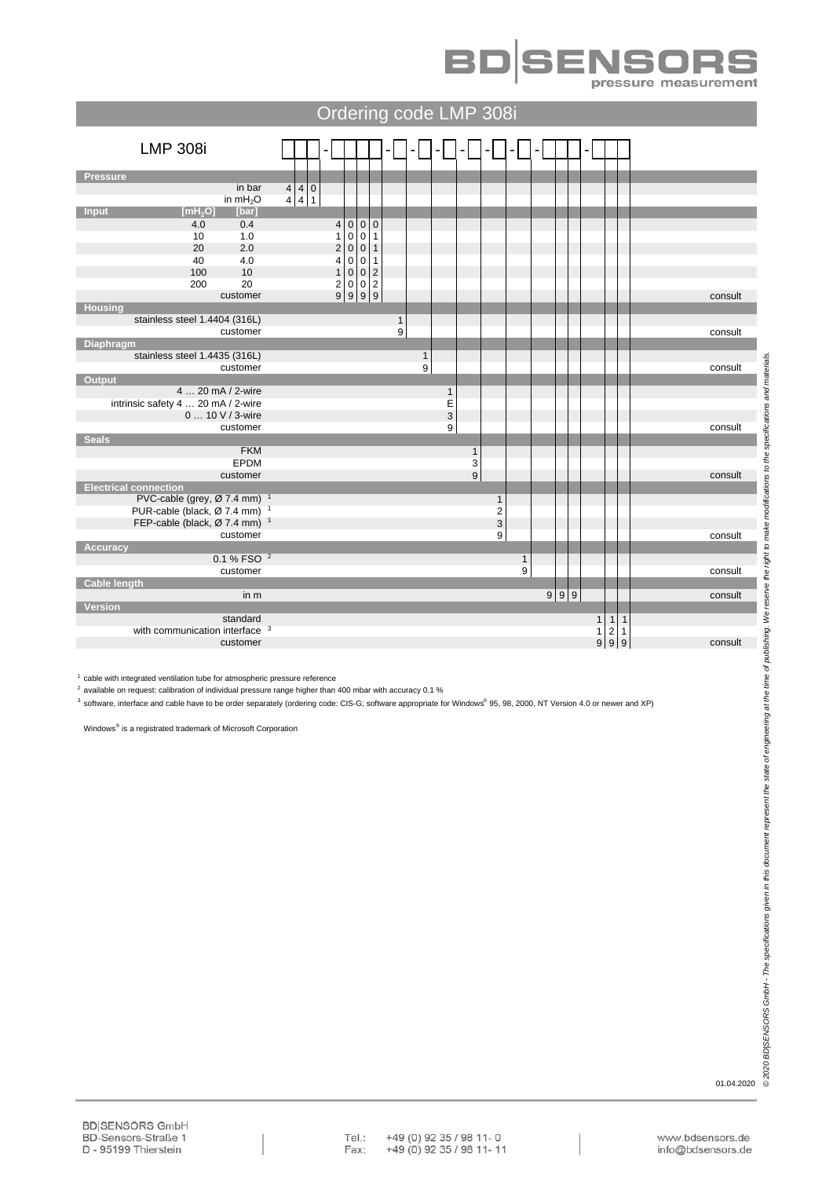# Ordering code LMP 308i

LMP 308i [ ][ ][ ] - [ ][ ][ ][ ] - [ ] - [ ] - [ ] - [ ] - [ ] - [ ] - [ ][ ][ ] - [ ][ ][ ]

| | | | | | | | | | | | |
|---|---|---|---|---|---|---|---|---|---|---|---|
| **Pressure** | | | | | | | | | | | |
| in bar | 4 4 0 | | | | | | | | | | |
| in $mH_2O$ | 4 4 1 | | | | | | | | | | |
| **Input** [$mH_2O$] [bar] | | | | | | | | | | | |
| 4.0 / 0.4 | | 4 0 0 0 | | | | | | | | | |
| 10 / 1.0 | | 1 0 0 1 | | | | | | | | | |
| 20 / 2.0 | | 2 0 0 1 | | | | | | | | | |
| 40 / 4.0 | | 4 0 0 1 | | | | | | | | | |
| 100 / 10 | | 1 0 0 2 | | | | | | | | | |
| 200 / 20 | | 2 0 0 2 | | | | | | | | | |
| customer | | 9 9 9 9 | | | | | | | | | consult |
| **Housing** | | | | | | | | | | | |
| stainless steel 1.4404 (316L) | | | 1 | | | | | | | | |
| customer | | | 9 | | | | | | | | consult |
| **Diaphragm** | | | | | | | | | | | |
| stainless steel 1.4435 (316L) | | | | 1 | | | | | | | |
| customer | | | | 9 | | | | | | | consult |
| **Output** | | | | | | | | | | | |
| 4 … 20 mA / 2-wire | | | | | 1 | | | | | | |
| intrinsic safety 4 … 20 mA / 2-wire | | | | | E | | | | | | |
| 0 … 10 V / 3-wire | | | | | 3 | | | | | | |
| customer | | | | | 9 | | | | | | consult |
| **Seals** | | | | | | | | | | | |
| FKM | | | | | | 1 | | | | | |
| EPDM | | | | | | 3 | | | | | |
| customer | | | | | | 9 | | | | | consult |
| **Electrical connection** | | | | | | | | | | | |
| PVC-cable (grey, Ø 7.4 mm) [1] | | | | | | | 1 | | | | |
| PUR-cable (black, Ø 7.4 mm) [1] | | | | | | | 2 | | | | |
| FEP-cable (black, Ø 7.4 mm) [1] | | | | | | | 3 | | | | |
| customer | | | | | | | 9 | | | | consult |
| **Accuracy** | | | | | | | | | | | |
| 0.1 % FSO [2] | | | | | | | | 1 | | | |
| customer | | | | | | | | 9 | | | consult |
| **Cable length** | | | | | | | | | | | |
| in m | | | | | | | | | 9 9 9 | | consult |
| **Version** | | | | | | | | | | | |
| standard | | | | | | | | | | 1 1 1 | |
| with communication interface [3] | | | | | | | | | | 1 2 1 | |
| customer | | | | | | | | | | 9 9 9 | consult |

[1] cable with integrated ventilation tube for atmospheric pressure reference

[2] available on request: calibration of individual pressure range higher than 400 mbar with accuracy 0.1 %

[3] software, interface and cable have to be order separately (ordering code: CIS-G; software appropriate for Windows® 95, 98, 2000, NT Version 4.0 or newer and XP)

Windows® is a registrated trademark of Microsoft Corporation

01.04.2020

© 2020 BD|SENSORS GmbH - The specifications given in this document represent the state of engineering at the time of publishing. We reserve the right to make modifications to the specifications and materials.

BD|SENSORS GmbH
BD-Sensors-Straße 1
D - 95199 Thierstein

Tel.: +49 (0) 92 35 / 98 11- 0
Fax: +49 (0) 92 35 / 98 11- 11

www.bdsensors.de
info@bdsensors.de